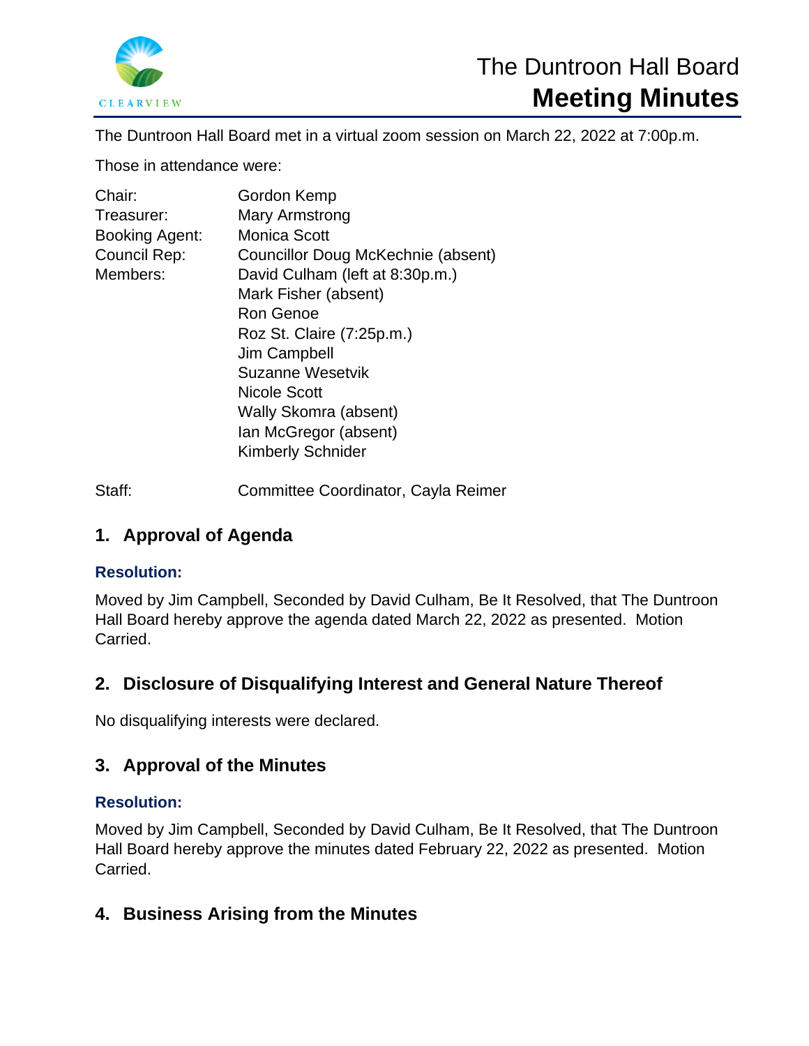# The Duntroon Hall Board
# Meeting Minutes

The Duntroon Hall Board met in a virtual zoom session on March 22, 2022 at 7:00p.m.

Those in attendance were:

| | |
|---|---|
| Chair: | Gordon Kemp |
| Treasurer: | Mary Armstrong |
| Booking Agent: | Monica Scott |
| Council Rep: | Councillor Doug McKechnie (absent) |
| Members: | David Culham (left at 8:30p.m.) |
| | Mark Fisher (absent) |
| | Ron Genoe |
| | Roz St. Claire (7:25p.m.) |
| | Jim Campbell |
| | Suzanne Wesetvik |
| | Nicole Scott |
| | Wally Skomra (absent) |
| | Ian McGregor (absent) |
| | Kimberly Schnider |
| Staff: | Committee Coordinator, Cayla Reimer |

## 1. Approval of Agenda

**Resolution:**

Moved by Jim Campbell, Seconded by David Culham, Be It Resolved, that The Duntroon Hall Board hereby approve the agenda dated March 22, 2022 as presented. Motion Carried.

## 2. Disclosure of Disqualifying Interest and General Nature Thereof

No disqualifying interests were declared.

## 3. Approval of the Minutes

**Resolution:**

Moved by Jim Campbell, Seconded by David Culham, Be It Resolved, that The Duntroon Hall Board hereby approve the minutes dated February 22, 2022 as presented. Motion Carried.

## 4. Business Arising from the Minutes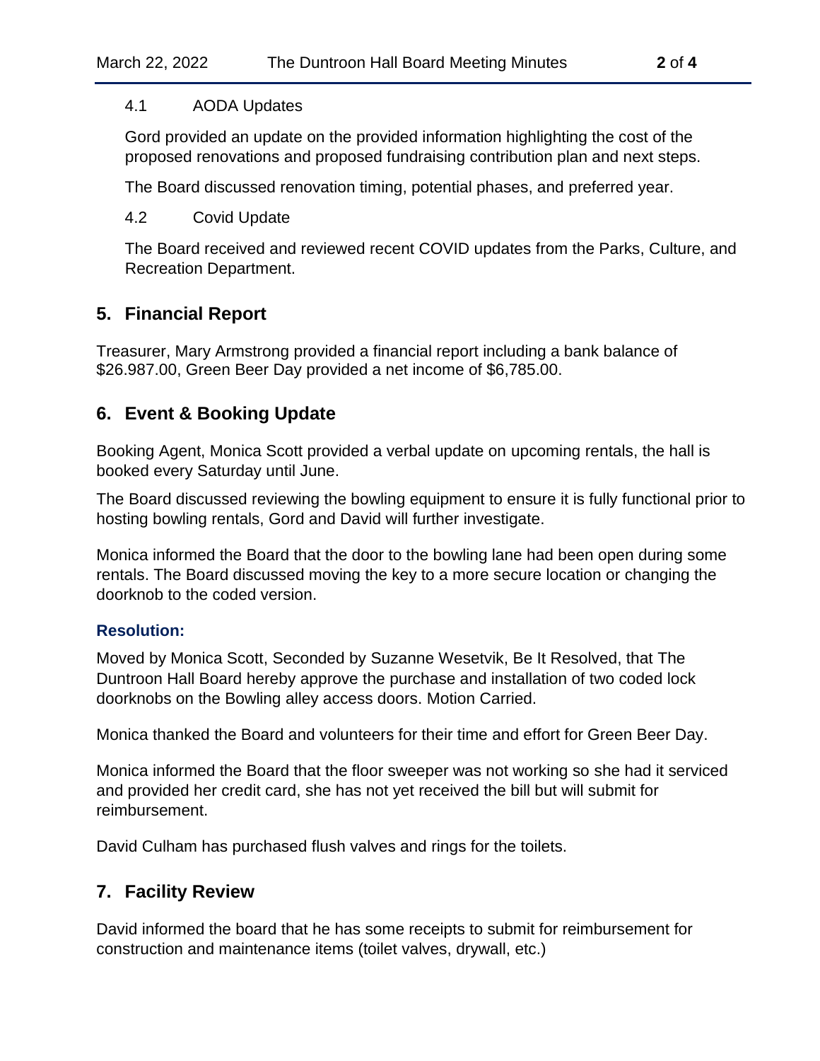### 4.1 AODA Updates

Gord provided an update on the provided information highlighting the cost of the proposed renovations and proposed fundraising contribution plan and next steps.

The Board discussed renovation timing, potential phases, and preferred year.

### 4.2 Covid Update

The Board received and reviewed recent COVID updates from the Parks, Culture, and Recreation Department.

## 5. Financial Report

Treasurer, Mary Armstrong provided a financial report including a bank balance of $26.987.00, Green Beer Day provided a net income of $6,785.00.

## 6. Event & Booking Update

Booking Agent, Monica Scott provided a verbal update on upcoming rentals, the hall is booked every Saturday until June.

The Board discussed reviewing the bowling equipment to ensure it is fully functional prior to hosting bowling rentals, Gord and David will further investigate.

Monica informed the Board that the door to the bowling lane had been open during some rentals. The Board discussed moving the key to a more secure location or changing the doorknob to the coded version.

**Resolution:**

Moved by Monica Scott, Seconded by Suzanne Wesetvik, Be It Resolved, that The Duntroon Hall Board hereby approve the purchase and installation of two coded lock doorknobs on the Bowling alley access doors. Motion Carried.

Monica thanked the Board and volunteers for their time and effort for Green Beer Day.

Monica informed the Board that the floor sweeper was not working so she had it serviced and provided her credit card, she has not yet received the bill but will submit for reimbursement.

David Culham has purchased flush valves and rings for the toilets.

## 7. Facility Review

David informed the board that he has some receipts to submit for reimbursement for construction and maintenance items (toilet valves, drywall, etc.)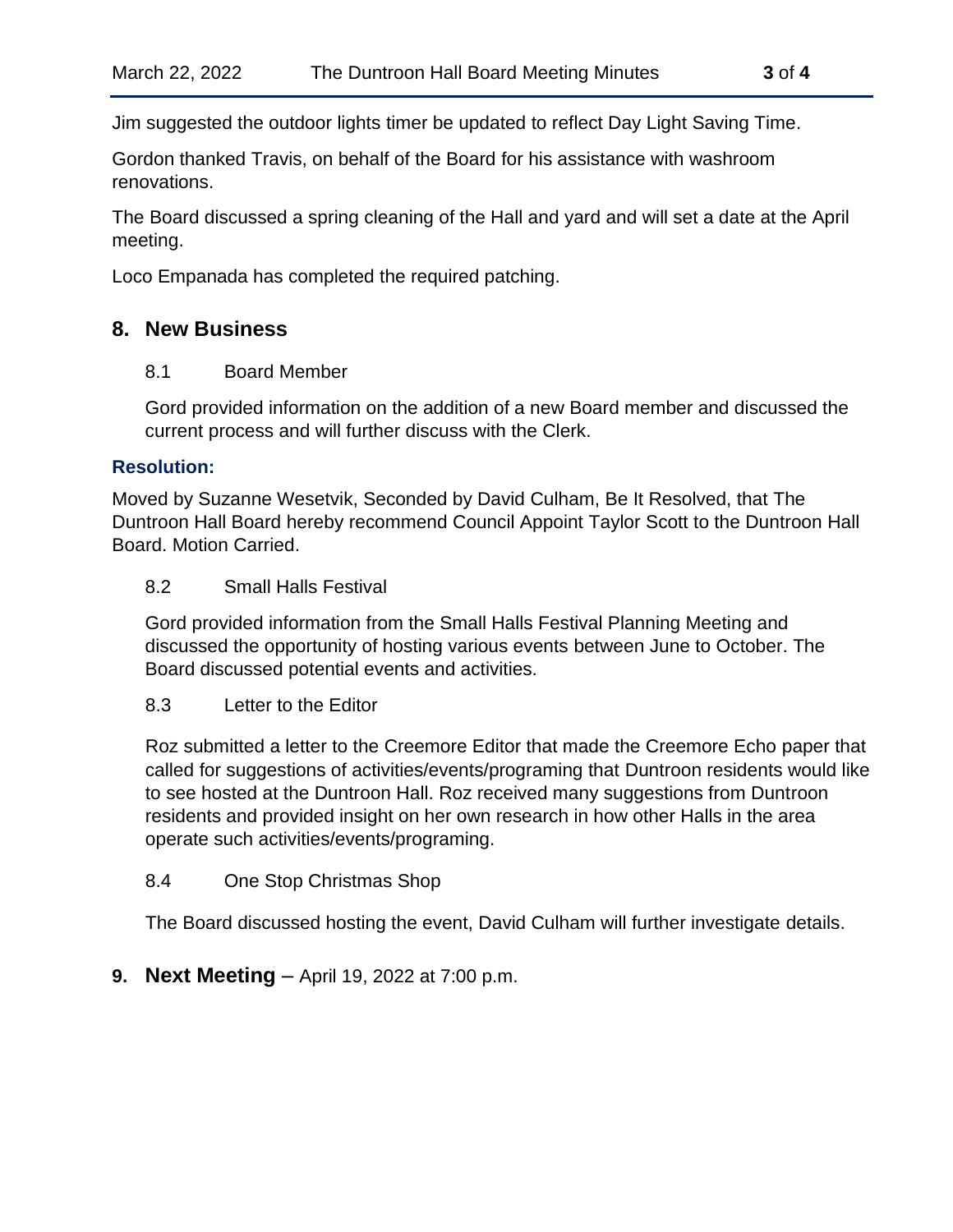Jim suggested the outdoor lights timer be updated to reflect Day Light Saving Time.

Gordon thanked Travis, on behalf of the Board for his assistance with washroom renovations.

The Board discussed a spring cleaning of the Hall and yard and will set a date at the April meeting.

Loco Empanada has completed the required patching.

## 8. New Business

8.1 Board Member

Gord provided information on the addition of a new Board member and discussed the current process and will further discuss with the Clerk.

**Resolution:**

Moved by Suzanne Wesetvik, Seconded by David Culham, Be It Resolved, that The Duntroon Hall Board hereby recommend Council Appoint Taylor Scott to the Duntroon Hall Board. Motion Carried.

8.2 Small Halls Festival

Gord provided information from the Small Halls Festival Planning Meeting and discussed the opportunity of hosting various events between June to October. The Board discussed potential events and activities.

8.3 Letter to the Editor

Roz submitted a letter to the Creemore Editor that made the Creemore Echo paper that called for suggestions of activities/events/programing that Duntroon residents would like to see hosted at the Duntroon Hall. Roz received many suggestions from Duntroon residents and provided insight on her own research in how other Halls in the area operate such activities/events/programing.

8.4 One Stop Christmas Shop

The Board discussed hosting the event, David Culham will further investigate details.

## 9. Next Meeting – April 19, 2022 at 7:00 p.m.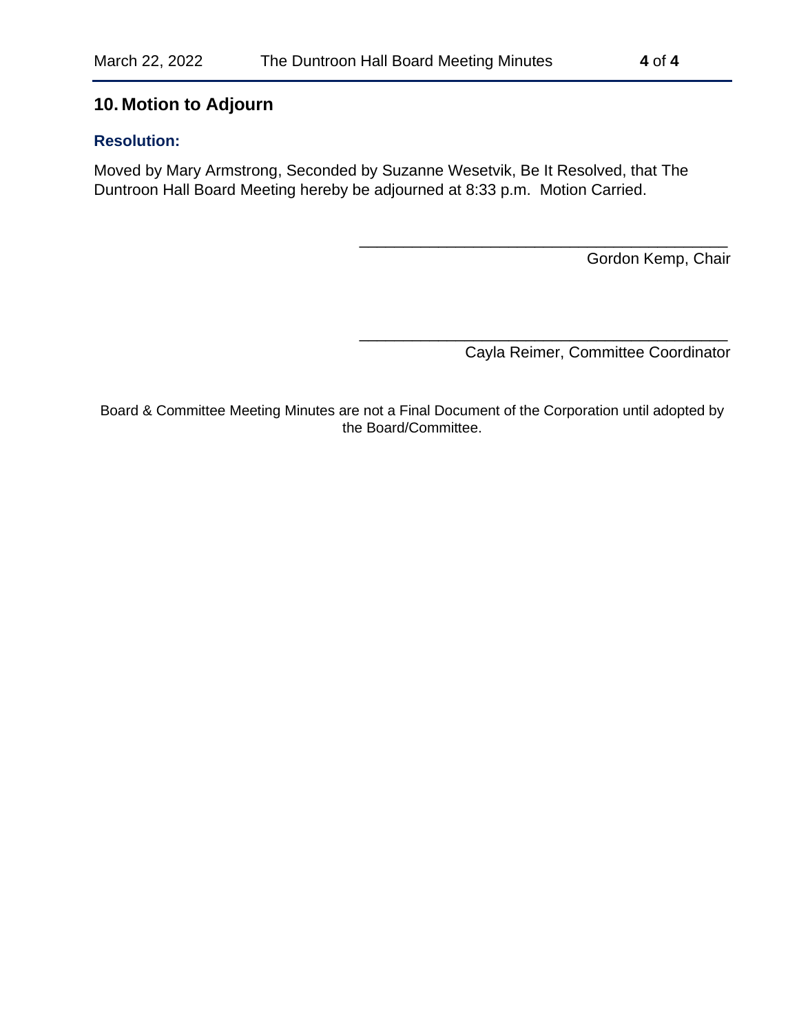## 10. Motion to Adjourn

### Resolution:

Moved by Mary Armstrong, Seconded by Suzanne Wesetvik, Be It Resolved, that The Duntroon Hall Board Meeting hereby be adjourned at 8:33 p.m. Motion Carried.

\_\_\_\_\_\_\_\_\_\_\_\_\_\_\_\_\_\_\_\_\_\_\_\_\_\_\_\_\_\_\_\_\_\_\_\_\_\_\_\_

Gordon Kemp, Chair

\_\_\_\_\_\_\_\_\_\_\_\_\_\_\_\_\_\_\_\_\_\_\_\_\_\_\_\_\_\_\_\_\_\_\_\_\_\_\_\_

Cayla Reimer, Committee Coordinator

Board & Committee Meeting Minutes are not a Final Document of the Corporation until adopted by the Board/Committee.